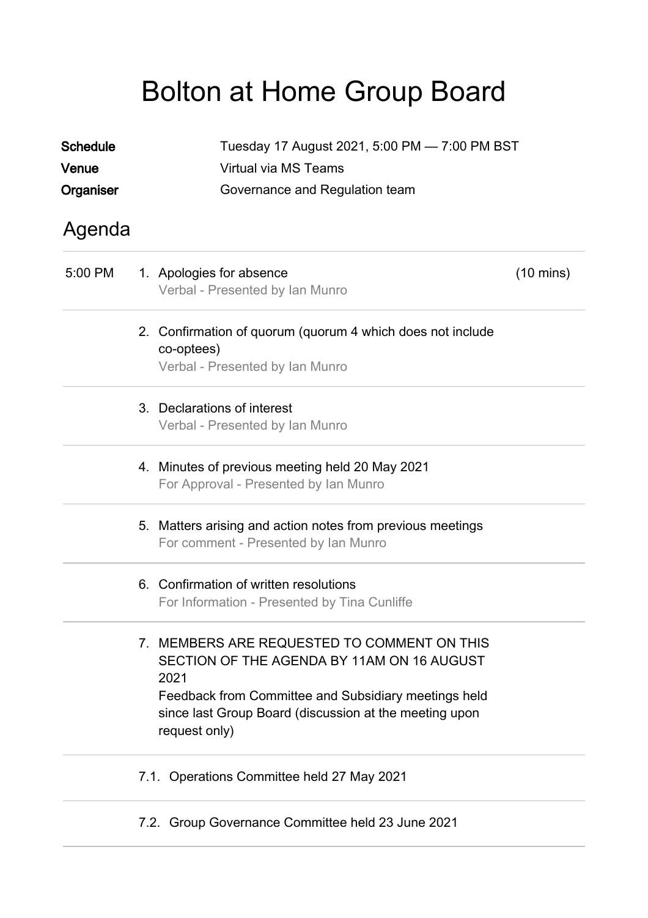# Bolton at Home Group Board

**Schedule** Tuesday 17 August 2021, 5:00 PM — 7:00 PM BST
**Venue** Virtual via MS Teams
**Organiser** Governance and Regulation team

## Agenda

| Time | Item | Duration |
|---|---|---|
| 5:00 PM | 1. Apologies for absence<br>Verbal - Presented by Ian Munro | (10 mins) |
| | 2. Confirmation of quorum (quorum 4 which does not include co-optees)<br>Verbal - Presented by Ian Munro | |
| | 3. Declarations of interest<br>Verbal - Presented by Ian Munro | |
| | 4. Minutes of previous meeting held 20 May 2021<br>For Approval - Presented by Ian Munro | |
| | 5. Matters arising and action notes from previous meetings<br>For comment - Presented by Ian Munro | |
| | 6. Confirmation of written resolutions<br>For Information - Presented by Tina Cunliffe | |
| | 7. MEMBERS ARE REQUESTED TO COMMENT ON THIS SECTION OF THE AGENDA BY 11AM ON 16 AUGUST 2021<br>Feedback from Committee and Subsidiary meetings held since last Group Board (discussion at the meeting upon request only) | |
| | 7.1. Operations Committee held 27 May 2021 | |
| | 7.2. Group Governance Committee held 23 June 2021 | |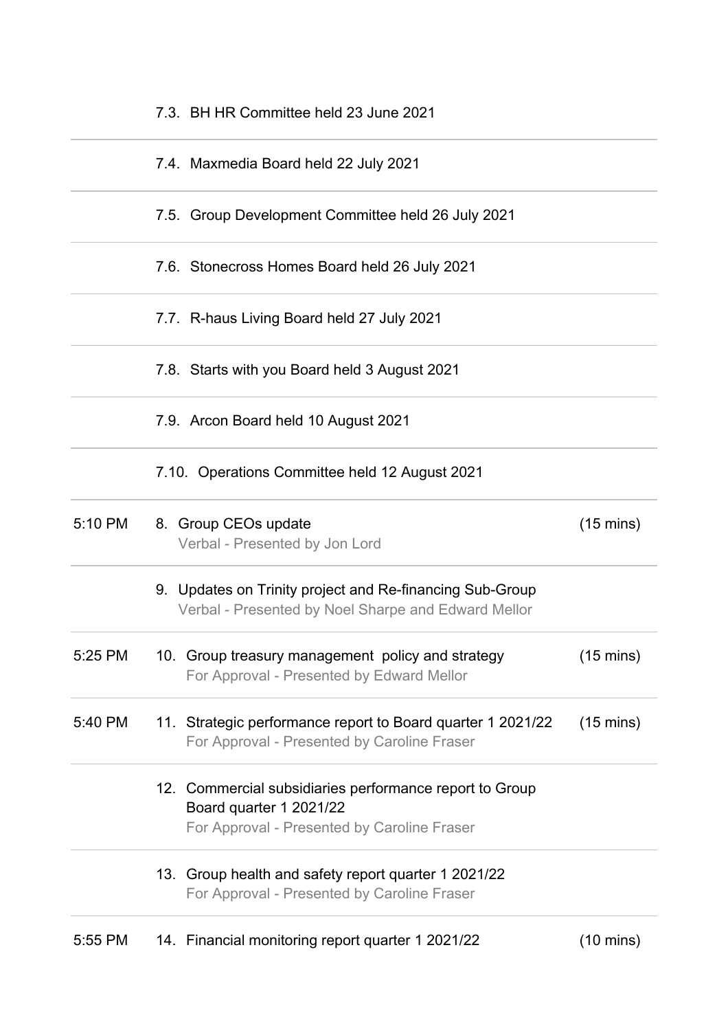| Time | Item | Duration |
|---|---|---|
| | 7.3. BH HR Committee held 23 June 2021 | |
| | 7.4. Maxmedia Board held 22 July 2021 | |
| | 7.5. Group Development Committee held 26 July 2021 | |
| | 7.6. Stonecross Homes Board held 26 July 2021 | |
| | 7.7. R-haus Living Board held 27 July 2021 | |
| | 7.8. Starts with you Board held 3 August 2021 | |
| | 7.9. Arcon Board held 10 August 2021 | |
| | 7.10. Operations Committee held 12 August 2021 | |
| 5:10 PM | 8. Group CEOs update<br>Verbal - Presented by Jon Lord | (15 mins) |
| | 9. Updates on Trinity project and Re-financing Sub-Group<br>Verbal - Presented by Noel Sharpe and Edward Mellor | |
| 5:25 PM | 10. Group treasury management policy and strategy<br>For Approval - Presented by Edward Mellor | (15 mins) |
| 5:40 PM | 11. Strategic performance report to Board quarter 1 2021/22<br>For Approval - Presented by Caroline Fraser | (15 mins) |
| | 12. Commercial subsidiaries performance report to Group Board quarter 1 2021/22<br>For Approval - Presented by Caroline Fraser | |
| | 13. Group health and safety report quarter 1 2021/22<br>For Approval - Presented by Caroline Fraser | |
| 5:55 PM | 14. Financial monitoring report quarter 1 2021/22 | (10 mins) |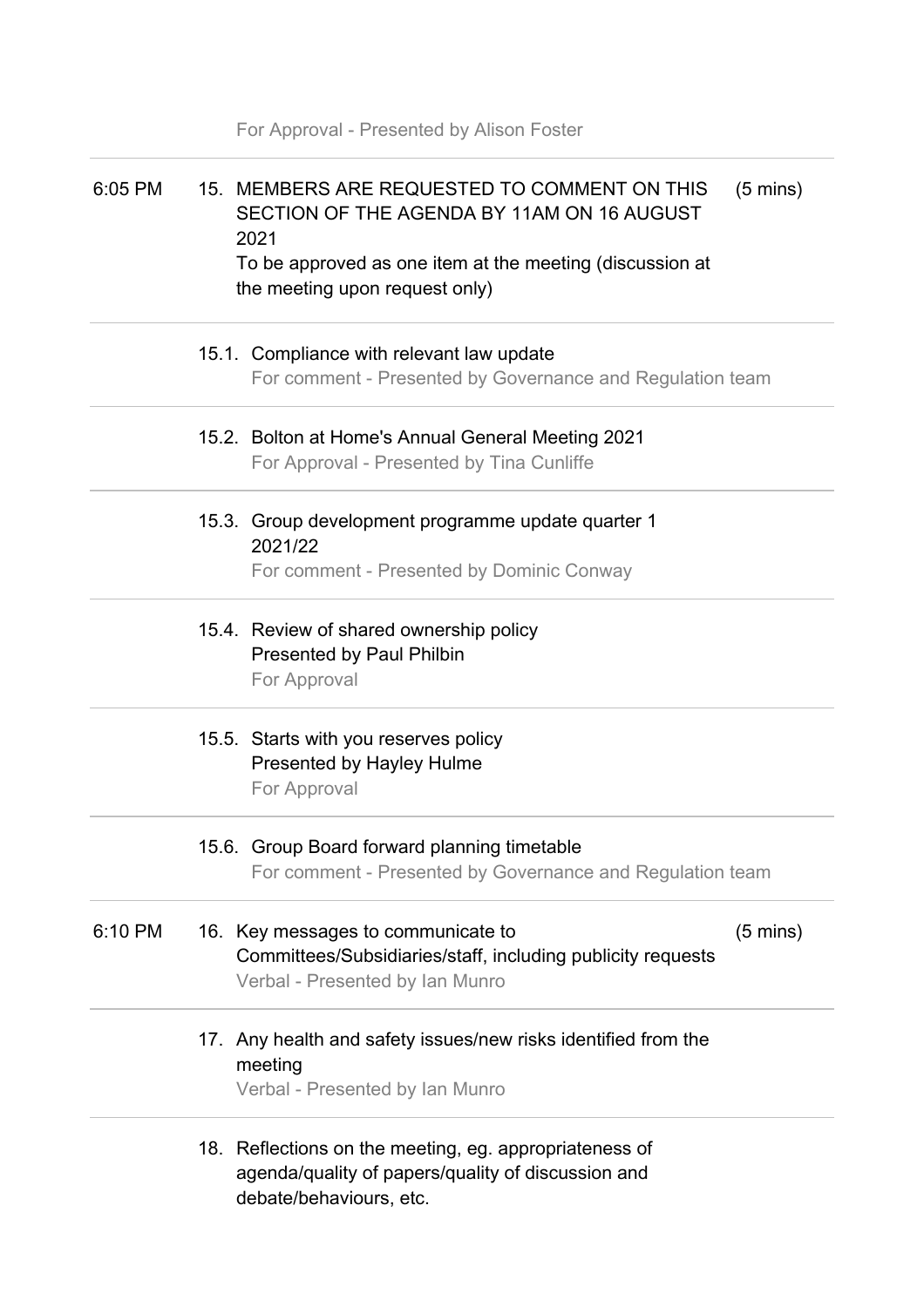For Approval - Presented by Alison Foster

| Time | Item | Duration |
|---|---|---|
| 6:05 PM | 15. MEMBERS ARE REQUESTED TO COMMENT ON THIS SECTION OF THE AGENDA BY 11AM ON 16 AUGUST 2021<br>To be approved as one item at the meeting (discussion at the meeting upon request only) | (5 mins) |
| | 15.1. Compliance with relevant law update<br>For comment - Presented by Governance and Regulation team | |
| | 15.2. Bolton at Home's Annual General Meeting 2021<br>For Approval - Presented by Tina Cunliffe | |
| | 15.3. Group development programme update quarter 1 2021/22<br>For comment - Presented by Dominic Conway | |
| | 15.4. Review of shared ownership policy<br>Presented by Paul Philbin<br>For Approval | |
| | 15.5. Starts with you reserves policy<br>Presented by Hayley Hulme<br>For Approval | |
| | 15.6. Group Board forward planning timetable<br>For comment - Presented by Governance and Regulation team | |
| 6:10 PM | 16. Key messages to communicate to Committees/Subsidiaries/staff, including publicity requests<br>Verbal - Presented by Ian Munro | (5 mins) |
| | 17. Any health and safety issues/new risks identified from the meeting<br>Verbal - Presented by Ian Munro | |
| | 18. Reflections on the meeting, eg. appropriateness of agenda/quality of papers/quality of discussion and debate/behaviours, etc. | |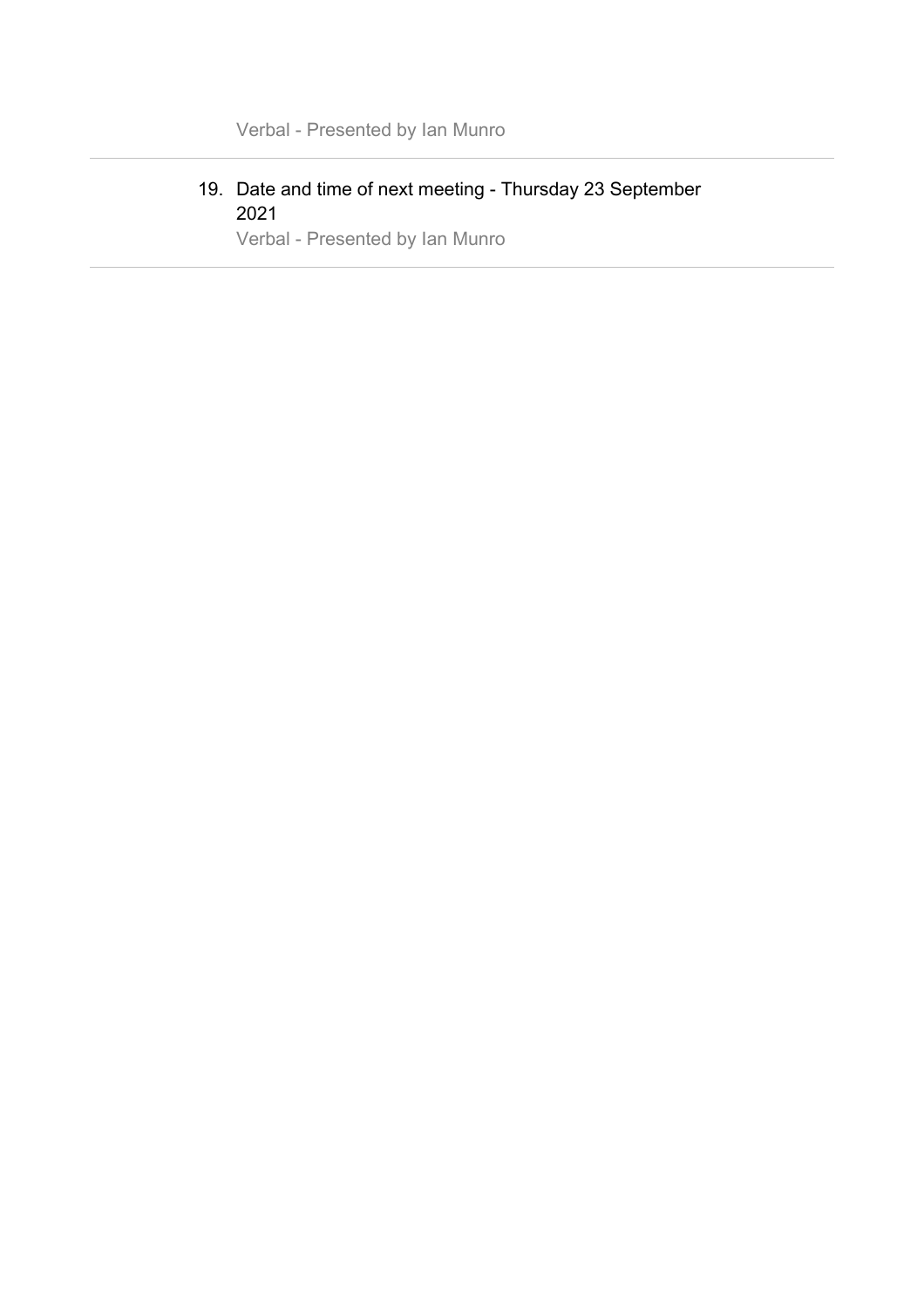Verbal - Presented by Ian Munro

---

19. Date and time of next meeting - Thursday 23 September 2021

    Verbal - Presented by Ian Munro

---